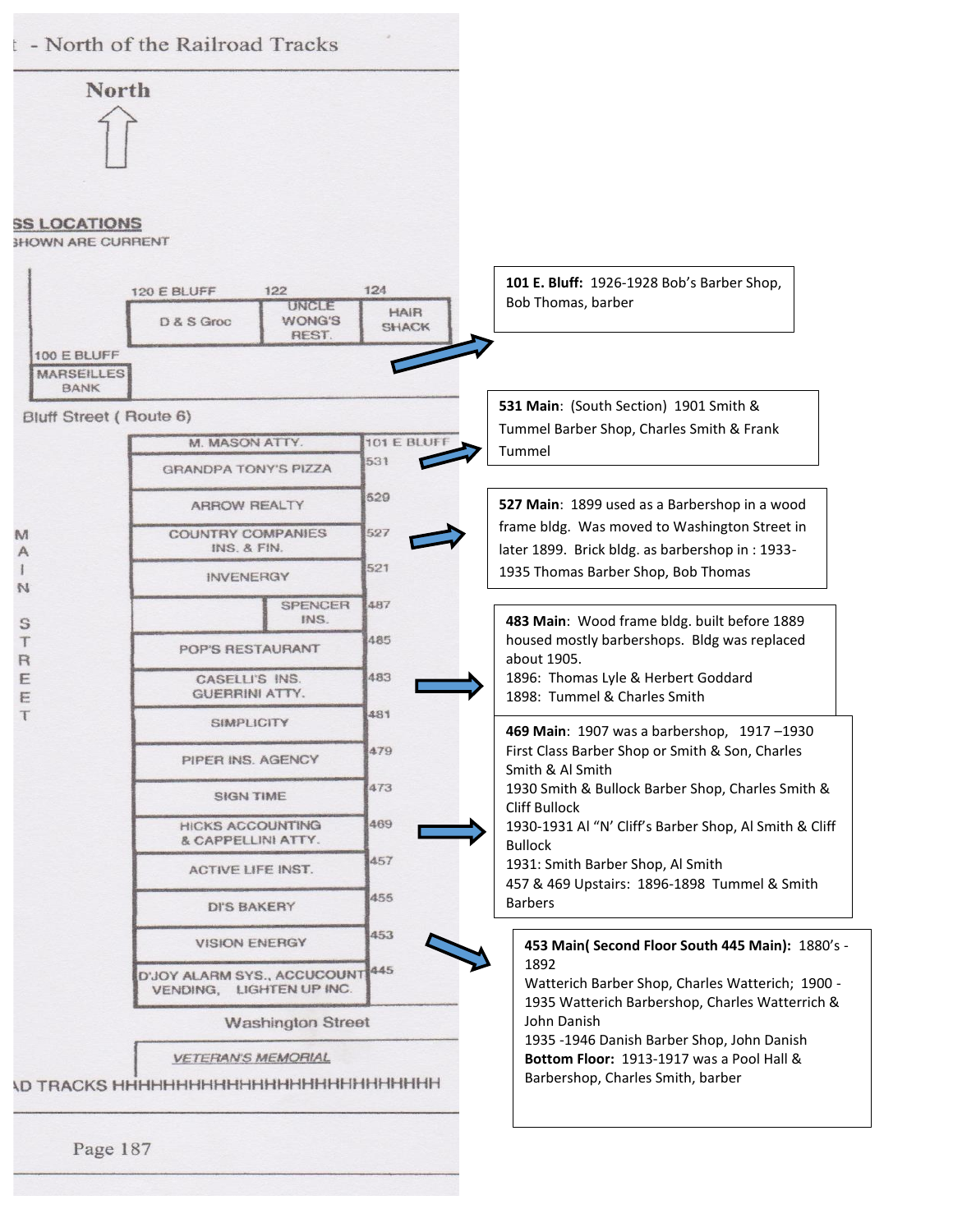# t - North of the Railroad Tracks

North

SS LOCATIONS
SHOWN ARE CURRENT

| 120 E BLUFF | 122 | 124 |
|---|---|---|
| D & S Groc | UNCLE WONG'S REST. | HAIR SHACK |

100 E BLUFF
MARSEILLES BANK

Bluff Street ( Route 6)

| Business | Address |
|---|---|
| M. MASON ATTY. | 101 E BLUFF |
| GRANDPA TONY'S PIZZA | 531 |
| ARROW REALTY | 529 |
| COUNTRY COMPANIES INS. & FIN. | 527 |
| INVENERGY | 521 |
| SPENCER INS. | 487 |
| POP'S RESTAURANT | 485 |
| CASELLI'S INS. GUERRINI ATTY. | 483 |
| SIMPLICITY | 481 |
| PIPER INS. AGENCY | 479 |
| SIGN TIME | 473 |
| HICKS ACCOUNTING & CAPPELLINI ATTY. | 469 |
| ACTIVE LIFE INST. | 457 |
| DI'S BAKERY | 455 |
| VISION ENERGY | 453 |
| D'JOY ALARM SYS., ACCUCOUNT VENDING, LIGHTEN UP INC. | 445 |

MAIN STREET

Washington Street

VETERAN'S MEMORIAL

AD TRACKS HHHHHHHHHHHHHHHHHHHHHHHHHHH

**101 E. Bluff:** 1926-1928 Bob's Barber Shop, Bob Thomas, barber

**531 Main**: (South Section) 1901 Smith & Tummel Barber Shop, Charles Smith & Frank Tummel

**527 Main**: 1899 used as a Barbershop in a wood frame bldg. Was moved to Washington Street in later 1899. Brick bldg. as barbershop in : 1933-1935 Thomas Barber Shop, Bob Thomas

**483 Main**: Wood frame bldg. built before 1889 housed mostly barbershops. Bldg was replaced about 1905.
1896: Thomas Lyle & Herbert Goddard
1898: Tummel & Charles Smith

**469 Main**: 1907 was a barbershop, 1917 –1930 First Class Barber Shop or Smith & Son, Charles Smith & Al Smith
1930 Smith & Bullock Barber Shop, Charles Smith & Cliff Bullock
1930-1931 Al "N' Cliff's Barber Shop, Al Smith & Cliff Bullock
1931: Smith Barber Shop, Al Smith
457 & 469 Upstairs: 1896-1898 Tummel & Smith Barbers

**453 Main( Second Floor South 445 Main):** 1880's - 1892
Watterich Barber Shop, Charles Watterich; 1900 - 1935 Watterich Barbershop, Charles Watterrich & John Danish
1935 -1946 Danish Barber Shop, John Danish
**Bottom Floor:** 1913-1917 was a Pool Hall & Barbershop, Charles Smith, barber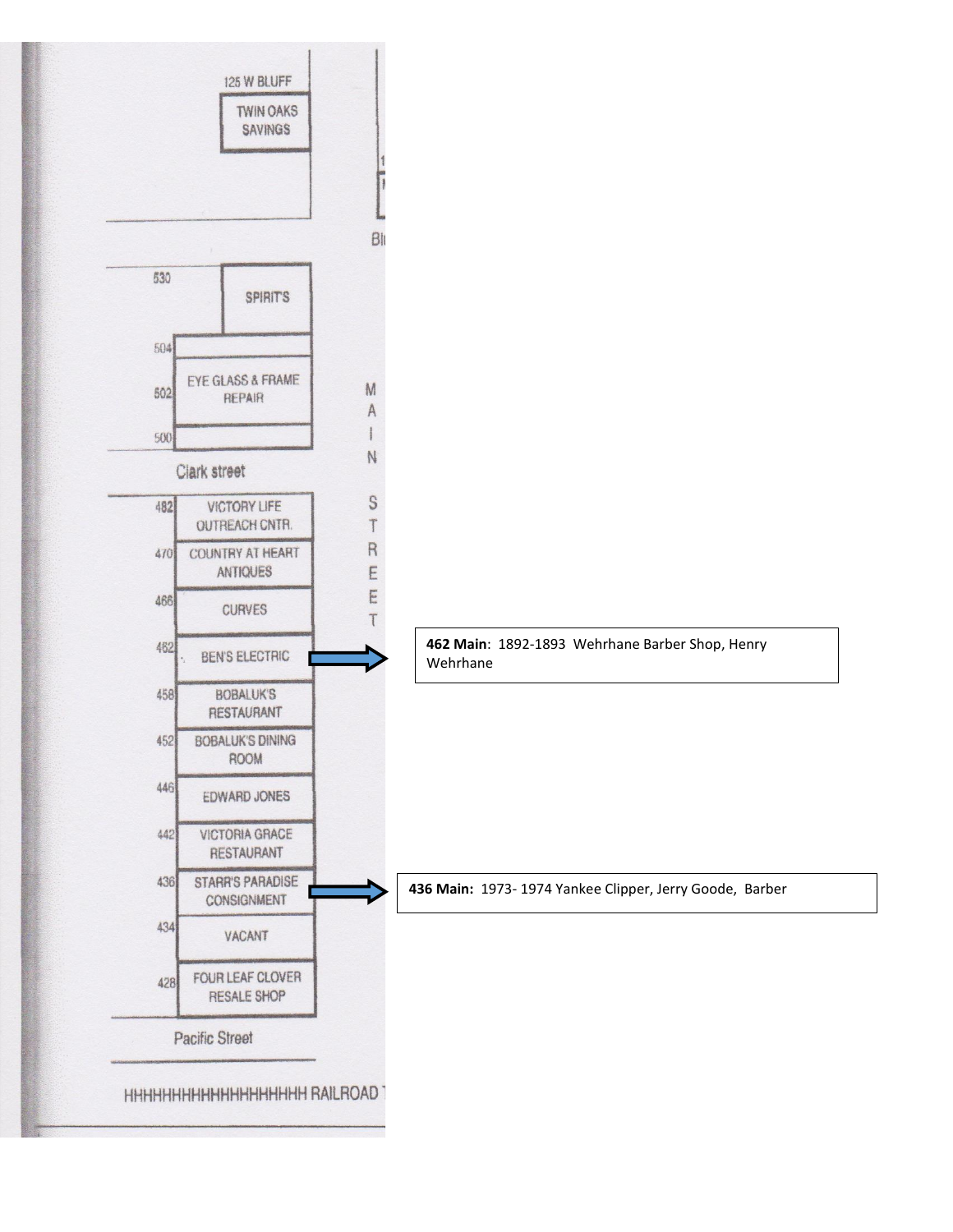125 W BLUFF

TWIN OAKS SAVINGS

MAIN STREET

| Address | Business |
| --- | --- |
| 530 | SPIRIT'S |
| 504 | |
| 502 | EYE GLASS & FRAME REPAIR |
| 500 | |

Clark street

| Address | Business |
| --- | --- |
| 482 | VICTORY LIFE OUTREACH CNTR. |
| 470 | COUNTRY AT HEART ANTIQUES |
| 466 | CURVES |
| 462 | BEN'S ELECTRIC |
| 458 | BOBALUK'S RESTAURANT |
| 452 | BOBALUK'S DINING ROOM |
| 446 | EDWARD JONES |
| 442 | VICTORIA GRACE RESTAURANT |
| 436 | STARR'S PARADISE CONSIGNMENT |
| 434 | VACANT |
| 428 | FOUR LEAF CLOVER RESALE SHOP |

Pacific Street

HHHHHHHHHHHHHHHHHHH RAILROAD

**462 Main**: 1892-1893 Wehrhane Barber Shop, Henry Wehrhane

**436 Main:** 1973- 1974 Yankee Clipper, Jerry Goode, Barber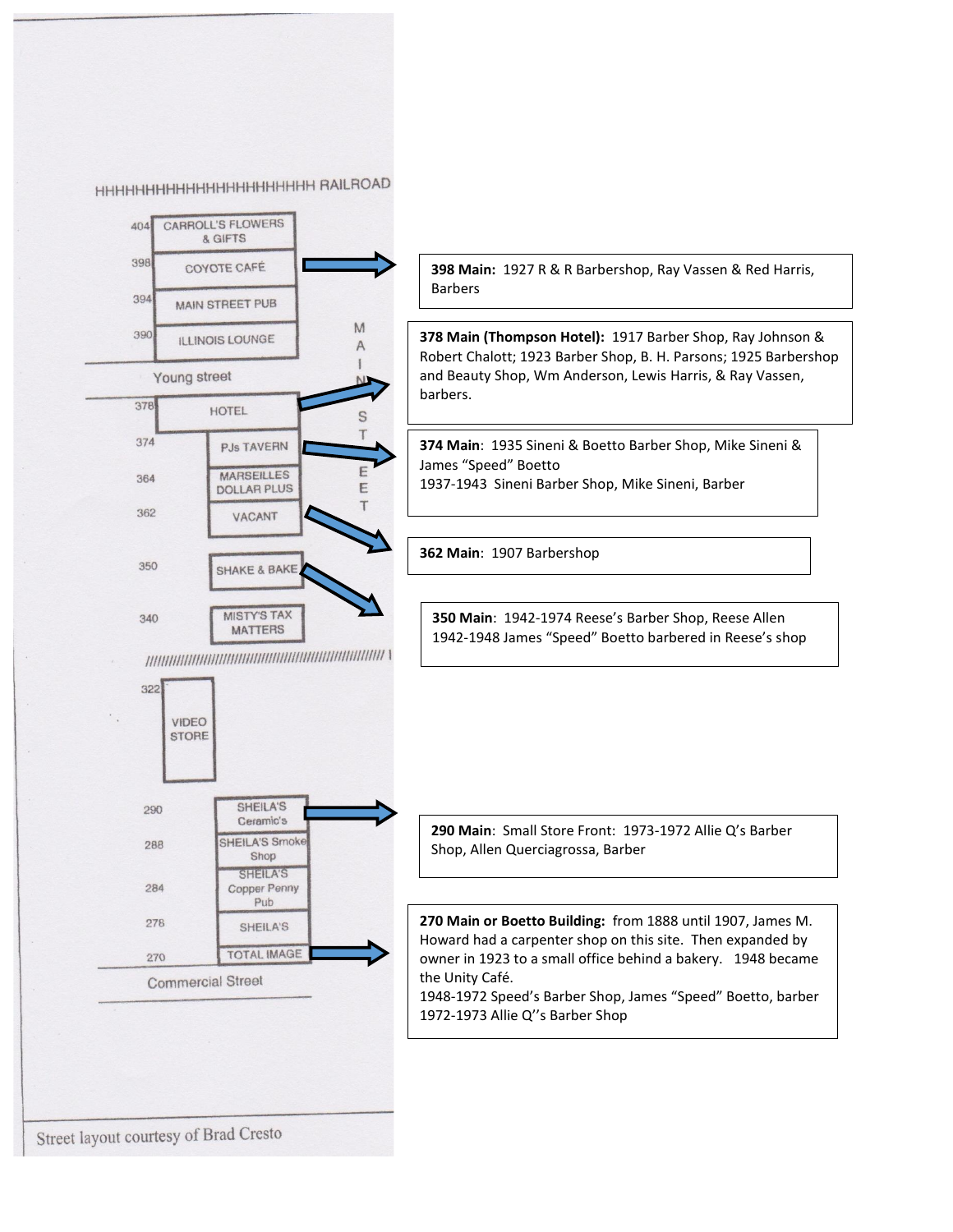HHHHHHHHHHHHHHHHHHHHHHH RAILROAD

| Address | Business |
|---|---|
| 404 | CARROLL'S FLOWERS & GIFTS |
| 398 | COYOTE CAFÉ |
| 394 | MAIN STREET PUB |
| 390 | ILLINOIS LOUNGE |

Young street

| Address | Business |
|---|---|
| 378 | HOTEL |
| 374 | PJs TAVERN |
| 364 | MARSEILLES DOLLAR PLUS |
| 362 | VACANT |
| 350 | SHAKE & BAKE |
| 340 | MISTY'S TAX MATTERS |
| 322 | VIDEO STORE |
| 290 | SHEILA'S Ceramic's |
| 288 | SHEILA'S Smoke Shop |
| 284 | SHEILA'S Copper Penny Pub |
| 276 | SHEILA'S |
| 270 | TOTAL IMAGE |

Commercial Street

MAIN STREET

Street layout courtesy of Brad Cresto

**398 Main:** 1927 R & R Barbershop, Ray Vassen & Red Harris, Barbers

**378 Main (Thompson Hotel):** 1917 Barber Shop, Ray Johnson & Robert Chalott; 1923 Barber Shop, B. H. Parsons; 1925 Barbershop and Beauty Shop, Wm Anderson, Lewis Harris, & Ray Vassen, barbers.

**374 Main**: 1935 Sineni & Boetto Barber Shop, Mike Sineni & James "Speed" Boetto
1937-1943 Sineni Barber Shop, Mike Sineni, Barber

**362 Main**: 1907 Barbershop

**350 Main**: 1942-1974 Reese's Barber Shop, Reese Allen
1942-1948 James "Speed" Boetto barbered in Reese's shop

**290 Main**: Small Store Front: 1973-1972 Allie Q's Barber Shop, Allen Querciagrossa, Barber

**270 Main or Boetto Building:** from 1888 until 1907, James M. Howard had a carpenter shop on this site. Then expanded by owner in 1923 to a small office behind a bakery. 1948 became the Unity Café.
1948-1972 Speed's Barber Shop, James "Speed" Boetto, barber
1972-1973 Allie Q''s Barber Shop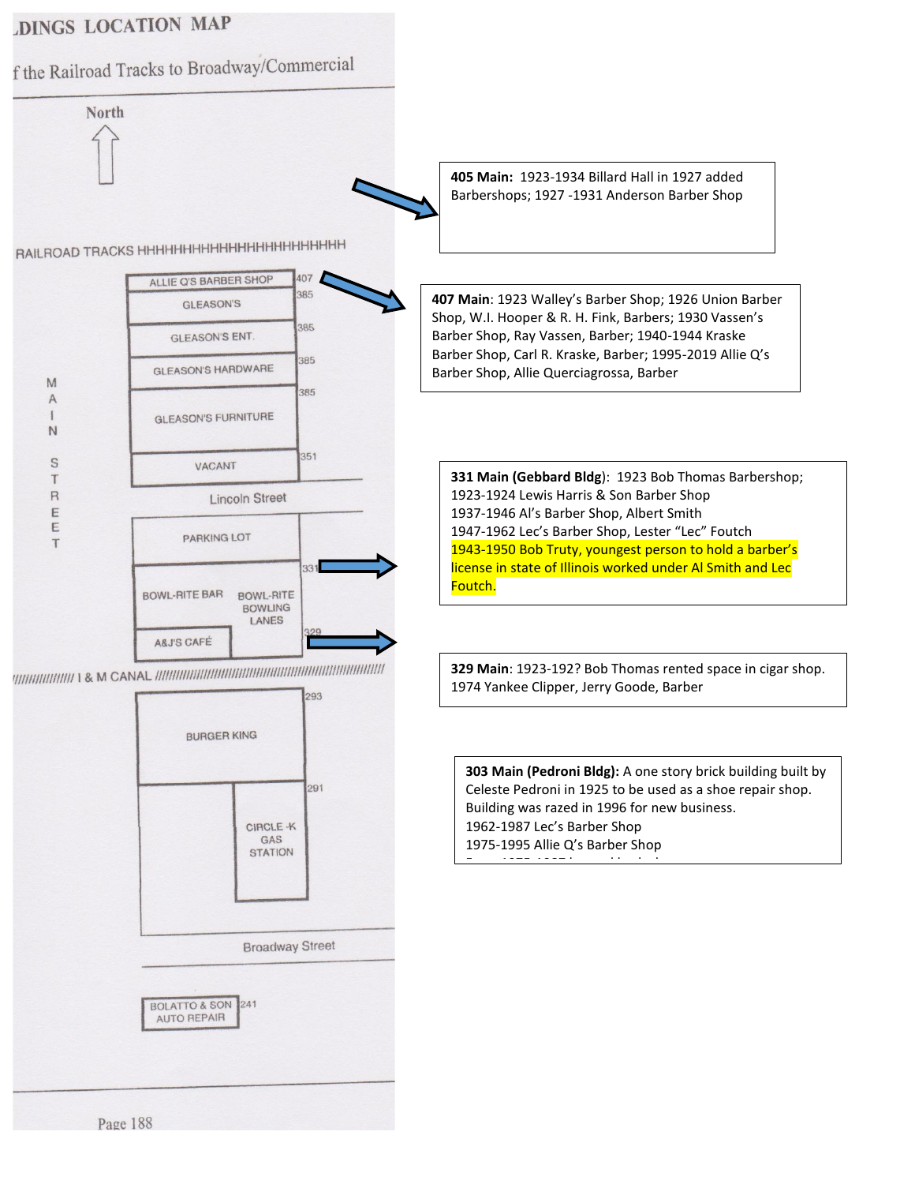# ...DINGS LOCATION MAP

f the Railroad Tracks to Broadway/Commercial

North

RAILROAD TRACKS HHHHHHHHHHHHHHHHHHHHHHHH

MAIN STREET

- ALLIE Q'S BARBER SHOP — 407
- GLEASON'S — 385
- GLEASON'S ENT. — 385
- GLEASON'S HARDWARE — 385
- GLEASON'S FURNITURE — 385
- VACANT — 351

Lincoln Street

- PARKING LOT
- BOWL-RITE BAR / BOWL-RITE BOWLING LANES — 331
- A&J'S CAFÉ — 329

I & M CANAL

- BURGER KING — 293
- CIRCLE-K GAS STATION — 291

Broadway Street

- BOLATTO & SON AUTO REPAIR — 241

Page 188

**405 Main:** 1923-1934 Billard Hall in 1927 added Barbershops; 1927 -1931 Anderson Barber Shop

**407 Main**: 1923 Walley's Barber Shop; 1926 Union Barber Shop, W.I. Hooper & R. H. Fink, Barbers; 1930 Vassen's Barber Shop, Ray Vassen, Barber; 1940-1944 Kraske Barber Shop, Carl R. Kraske, Barber; 1995-2019 Allie Q's Barber Shop, Allie Querciagrossa, Barber

**331 Main (Gebbard Bldg)**: 1923 Bob Thomas Barbershop;
1923-1924 Lewis Harris & Son Barber Shop
1937-1946 Al's Barber Shop, Albert Smith
1947-1962 Lec's Barber Shop, Lester "Lec" Foutch
1943-1950 Bob Truty, youngest person to hold a barber's license in state of Illinois worked under Al Smith and Lec Foutch.

**329 Main**: 1923-192? Bob Thomas rented space in cigar shop.
1974 Yankee Clipper, Jerry Goode, Barber

**303 Main (Pedroni Bldg):** A one story brick building built by Celeste Pedroni in 1925 to be used as a shoe repair shop. Building was razed in 1996 for new business.
1962-1987 Lec's Barber Shop
1975-1995 Allie Q's Barber Shop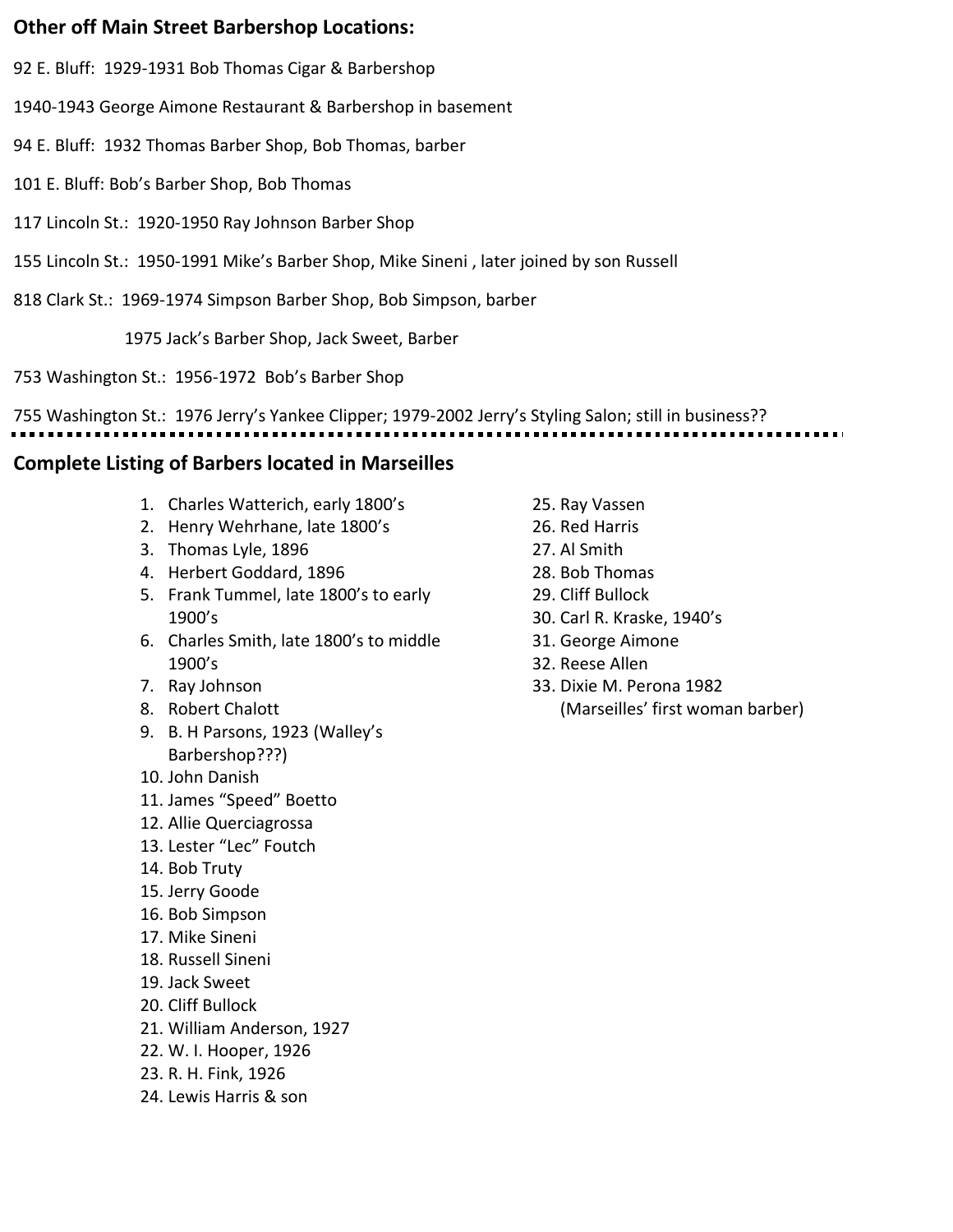**Other off Main Street Barbershop Locations:**

92 E. Bluff: 1929-1931 Bob Thomas Cigar & Barbershop

1940-1943 George Aimone Restaurant & Barbershop in basement

94 E. Bluff: 1932 Thomas Barber Shop, Bob Thomas, barber

101 E. Bluff: Bob's Barber Shop, Bob Thomas

117 Lincoln St.: 1920-1950 Ray Johnson Barber Shop

155 Lincoln St.: 1950-1991 Mike's Barber Shop, Mike Sineni , later joined by son Russell

818 Clark St.: 1969-1974 Simpson Barber Shop, Bob Simpson, barber

1975 Jack's Barber Shop, Jack Sweet, Barber

753 Washington St.: 1956-1972 Bob's Barber Shop

755 Washington St.: 1976 Jerry's Yankee Clipper; 1979-2002 Jerry's Styling Salon; still in business??

---

**Complete Listing of Barbers located in Marseilles**

1. Charles Watterich, early 1800's
2. Henry Wehrhane, late 1800's
3. Thomas Lyle, 1896
4. Herbert Goddard, 1896
5. Frank Tummel, late 1800's to early 1900's
6. Charles Smith, late 1800's to middle 1900's
7. Ray Johnson
8. Robert Chalott
9. B. H Parsons, 1923 (Walley's Barbershop???)
10. John Danish
11. James "Speed" Boetto
12. Allie Querciagrossa
13. Lester "Lec" Foutch
14. Bob Truty
15. Jerry Goode
16. Bob Simpson
17. Mike Sineni
18. Russell Sineni
19. Jack Sweet
20. Cliff Bullock
21. William Anderson, 1927
22. W. I. Hooper, 1926
23. R. H. Fink, 1926
24. Lewis Harris & son
25. Ray Vassen
26. Red Harris
27. Al Smith
28. Bob Thomas
29. Cliff Bullock
30. Carl R. Kraske, 1940's
31. George Aimone
32. Reese Allen
33. Dixie M. Perona 1982 (Marseilles' first woman barber)